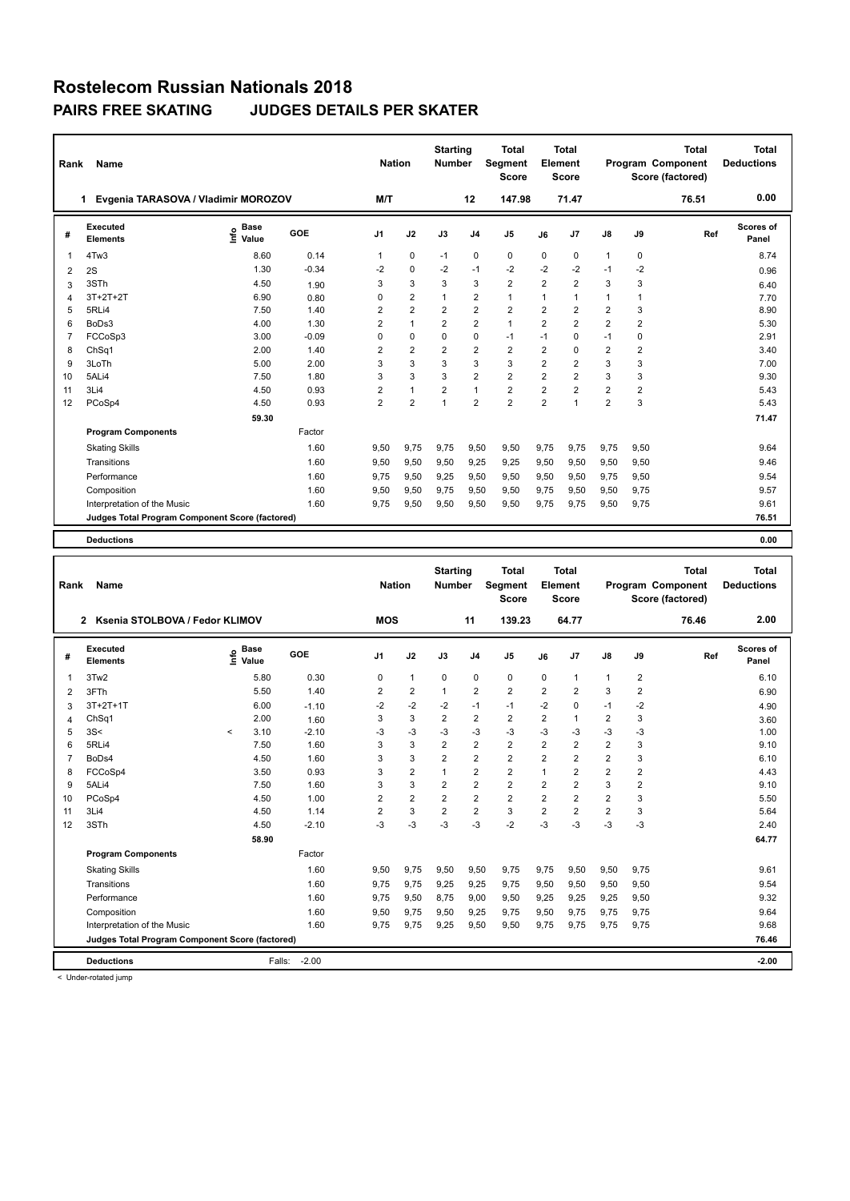# Rostelecom Russian Nationals 2018

## PAIRS FREE SKATING JUDGES DETAILS PER SKATER

| Rank | Name | Nation | Starting Number | Total Segment Score | Total Element Score | Total Program Component Score (factored) | Total Deductions |
|---|---|---|---|---|---|---|---|
| 1 | Evgenia TARASOVA / Vladimir MOROZOV | M/T | 12 | 147.98 | 71.47 | 76.51 | 0.00 |

| # | Executed Elements | Info | Base Value | GOE | J1 | J2 | J3 | J4 | J5 | J6 | J7 | J8 | J9 | Ref | Scores of Panel |
|---|---|---|---|---|---|---|---|---|---|---|---|---|---|---|---|
| 1 | 4Tw3 | | 8.60 | 0.14 | 1 | 0 | -1 | 0 | 0 | 0 | 0 | 1 | 0 | | 8.74 |
| 2 | 2S | | 1.30 | -0.34 | -2 | 0 | -2 | -1 | -2 | -2 | -2 | -1 | -2 | | 0.96 |
| 3 | 3STh | | 4.50 | 1.90 | 3 | 3 | 3 | 3 | 2 | 2 | 2 | 3 | 3 | | 6.40 |
| 4 | 3T+2T+2T | | 6.90 | 0.80 | 0 | 2 | 1 | 2 | 1 | 1 | 1 | 1 | 1 | | 7.70 |
| 5 | 5RLi4 | | 7.50 | 1.40 | 2 | 2 | 2 | 2 | 2 | 2 | 2 | 2 | 3 | | 8.90 |
| 6 | BoDs3 | | 4.00 | 1.30 | 2 | 1 | 2 | 2 | 1 | 2 | 2 | 2 | 2 | | 5.30 |
| 7 | FCCoSp3 | | 3.00 | -0.09 | 0 | 0 | 0 | 0 | -1 | -1 | 0 | -1 | 0 | | 2.91 |
| 8 | ChSq1 | | 2.00 | 1.40 | 2 | 2 | 2 | 2 | 2 | 2 | 0 | 2 | 2 | | 3.40 |
| 9 | 3LoTh | | 5.00 | 2.00 | 3 | 3 | 3 | 3 | 3 | 2 | 2 | 3 | 3 | | 7.00 |
| 10 | 5ALi4 | | 7.50 | 1.80 | 3 | 3 | 3 | 2 | 2 | 2 | 2 | 3 | 3 | | 9.30 |
| 11 | 3Li4 | | 4.50 | 0.93 | 2 | 1 | 2 | 1 | 2 | 2 | 2 | 2 | 2 | | 5.43 |
| 12 | PCoSp4 | | 4.50 | 0.93 | 2 | 2 | 1 | 2 | 2 | 2 | 1 | 2 | 3 | | 5.43 |
| | | | 59.30 | | | | | | | | | | | | 71.47 |
| | **Program Components** | | | Factor | | | | | | | | | | | |
| | Skating Skills | | | 1.60 | 9,50 | 9,75 | 9,75 | 9,50 | 9,50 | 9,75 | 9,75 | 9,75 | 9,50 | | 9.64 |
| | Transitions | | | 1.60 | 9,50 | 9,50 | 9,50 | 9,25 | 9,25 | 9,50 | 9,50 | 9,50 | 9,50 | | 9.46 |
| | Performance | | | 1.60 | 9,75 | 9,50 | 9,25 | 9,50 | 9,50 | 9,50 | 9,50 | 9,75 | 9,50 | | 9.54 |
| | Composition | | | 1.60 | 9,50 | 9,50 | 9,75 | 9,50 | 9,50 | 9,75 | 9,50 | 9,50 | 9,75 | | 9.57 |
| | Interpretation of the Music | | | 1.60 | 9,75 | 9,50 | 9,50 | 9,50 | 9,50 | 9,75 | 9,75 | 9,50 | 9,75 | | 9.61 |
| | Judges Total Program Component Score (factored) | | | | | | | | | | | | | | 76.51 |
| | **Deductions** | | | | | | | | | | | | | | 0.00 |

| Rank | Name | Nation | Starting Number | Total Segment Score | Total Element Score | Total Program Component Score (factored) | Total Deductions |
|---|---|---|---|---|---|---|---|
| 2 | Ksenia STOLBOVA / Fedor KLIMOV | MOS | 11 | 139.23 | 64.77 | 76.46 | 2.00 |

| # | Executed Elements | Info | Base Value | GOE | J1 | J2 | J3 | J4 | J5 | J6 | J7 | J8 | J9 | Ref | Scores of Panel |
|---|---|---|---|---|---|---|---|---|---|---|---|---|---|---|---|
| 1 | 3Tw2 | | 5.80 | 0.30 | 0 | 1 | 0 | 0 | 0 | 0 | 1 | 1 | 2 | | 6.10 |
| 2 | 3FTh | | 5.50 | 1.40 | 2 | 2 | 1 | 2 | 2 | 2 | 2 | 3 | 2 | | 6.90 |
| 3 | 3T+2T+1T | | 6.00 | -1.10 | -2 | -2 | -2 | -1 | -1 | -2 | 0 | -1 | -2 | | 4.90 |
| 4 | ChSq1 | | 2.00 | 1.60 | 3 | 3 | 2 | 2 | 2 | 2 | 1 | 2 | 3 | | 3.60 |
| 5 | 3S< | < | 3.10 | -2.10 | -3 | -3 | -3 | -3 | -3 | -3 | -3 | -3 | -3 | | 1.00 |
| 6 | 5RLi4 | | 7.50 | 1.60 | 3 | 3 | 2 | 2 | 2 | 2 | 2 | 2 | 3 | | 9.10 |
| 7 | BoDs4 | | 4.50 | 1.60 | 3 | 3 | 2 | 2 | 2 | 2 | 2 | 2 | 3 | | 6.10 |
| 8 | FCCoSp4 | | 3.50 | 0.93 | 3 | 2 | 1 | 2 | 2 | 1 | 2 | 2 | 2 | | 4.43 |
| 9 | 5ALi4 | | 7.50 | 1.60 | 3 | 3 | 2 | 2 | 2 | 2 | 2 | 3 | 2 | | 9.10 |
| 10 | PCoSp4 | | 4.50 | 1.00 | 2 | 2 | 2 | 2 | 2 | 2 | 2 | 2 | 3 | | 5.50 |
| 11 | 3Li4 | | 4.50 | 1.14 | 2 | 3 | 2 | 2 | 3 | 2 | 2 | 2 | 3 | | 5.64 |
| 12 | 3STh | | 4.50 | -2.10 | -3 | -3 | -3 | -3 | -2 | -3 | -3 | -3 | -3 | | 2.40 |
| | | | 58.90 | | | | | | | | | | | | 64.77 |
| | **Program Components** | | | Factor | | | | | | | | | | | |
| | Skating Skills | | | 1.60 | 9,50 | 9,75 | 9,50 | 9,50 | 9,75 | 9,75 | 9,50 | 9,50 | 9,75 | | 9.61 |
| | Transitions | | | 1.60 | 9,75 | 9,75 | 9,25 | 9,25 | 9,75 | 9,50 | 9,50 | 9,50 | 9,50 | | 9.54 |
| | Performance | | | 1.60 | 9,75 | 9,50 | 8,75 | 9,00 | 9,50 | 9,25 | 9,25 | 9,25 | 9,50 | | 9.32 |
| | Composition | | | 1.60 | 9,50 | 9,75 | 9,50 | 9,25 | 9,75 | 9,50 | 9,75 | 9,75 | 9,75 | | 9.64 |
| | Interpretation of the Music | | | 1.60 | 9,75 | 9,75 | 9,25 | 9,50 | 9,50 | 9,75 | 9,75 | 9,75 | 9,75 | | 9.68 |
| | Judges Total Program Component Score (factored) | | | | | | | | | | | | | | 76.46 |
| | **Deductions** | | Falls: | -2.00 | | | | | | | | | | | -2.00 |

< Under-rotated jump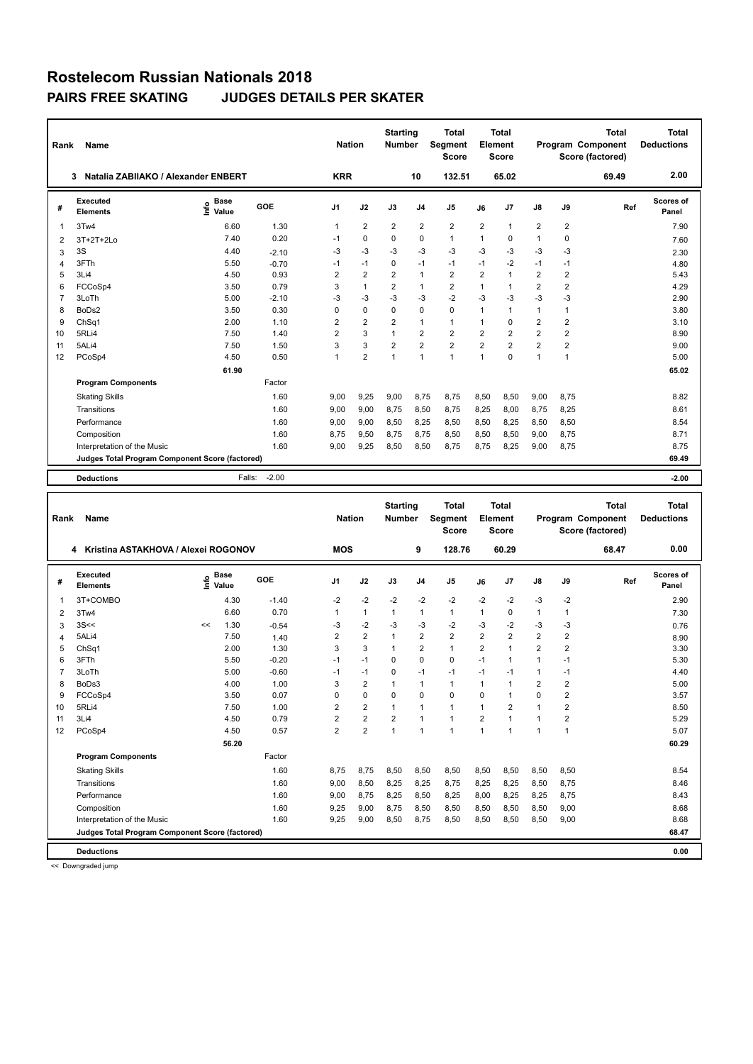# Rostelecom Russian Nationals 2018

## PAIRS FREE SKATING JUDGES DETAILS PER SKATER

| Rank | Name | Nation | Starting Number | Total Segment Score | Total Element Score | Total Program Component Score (factored) | Total Deductions |
|---|---|---|---|---|---|---|---|
| 3 | Natalia ZABIIAKO / Alexander ENBERT | KRR | 10 | 132.51 | 65.02 | 69.49 | 2.00 |

| # | Executed Elements | Info | Base Value | GOE | J1 | J2 | J3 | J4 | J5 | J6 | J7 | J8 | J9 | Ref | Scores of Panel |
|---|---|---|---|---|---|---|---|---|---|---|---|---|---|---|---|
| 1 | 3Tw4 | | 6.60 | 1.30 | 1 | 2 | 2 | 2 | 2 | 2 | 1 | 2 | 2 | | 7.90 |
| 2 | 3T+2T+2Lo | | 7.40 | 0.20 | -1 | 0 | 0 | 0 | 1 | 1 | 0 | 1 | 0 | | 7.60 |
| 3 | 3S | | 4.40 | -2.10 | -3 | -3 | -3 | -3 | -3 | -3 | -3 | -3 | -3 | | 2.30 |
| 4 | 3FTh | | 5.50 | -0.70 | -1 | -1 | 0 | -1 | -1 | -1 | -2 | -1 | -1 | | 4.80 |
| 5 | 3Li4 | | 4.50 | 0.93 | 2 | 2 | 2 | 1 | 2 | 2 | 1 | 2 | 2 | | 5.43 |
| 6 | FCCoSp4 | | 3.50 | 0.79 | 3 | 1 | 2 | 1 | 2 | 1 | 1 | 2 | 2 | | 4.29 |
| 7 | 3LoTh | | 5.00 | -2.10 | -3 | -3 | -3 | -3 | -2 | -3 | -3 | -3 | -3 | | 2.90 |
| 8 | BoDs2 | | 3.50 | 0.30 | 0 | 0 | 0 | 0 | 0 | 1 | 1 | 1 | 1 | | 3.80 |
| 9 | ChSq1 | | 2.00 | 1.10 | 2 | 2 | 2 | 1 | 1 | 1 | 0 | 2 | 2 | | 3.10 |
| 10 | 5RLi4 | | 7.50 | 1.40 | 2 | 3 | 1 | 2 | 2 | 2 | 2 | 2 | 2 | | 8.90 |
| 11 | 5ALi4 | | 7.50 | 1.50 | 3 | 3 | 2 | 2 | 2 | 2 | 2 | 2 | 2 | | 9.00 |
| 12 | PCoSp4 | | 4.50 | 0.50 | 1 | 2 | 1 | 1 | 1 | 1 | 0 | 1 | 1 | | 5.00 |
| | | | 61.90 | | | | | | | | | | | | 65.02 |

| Program Components | Factor | J1 | J2 | J3 | J4 | J5 | J6 | J7 | J8 | J9 | Scores of Panel |
|---|---|---|---|---|---|---|---|---|---|---|---|
| Skating Skills | 1.60 | 9,00 | 9,25 | 9,00 | 8,75 | 8,75 | 8,50 | 8,50 | 9,00 | 8,75 | 8.82 |
| Transitions | 1.60 | 9,00 | 9,00 | 8,75 | 8,50 | 8,75 | 8,25 | 8,00 | 8,75 | 8,25 | 8.61 |
| Performance | 1.60 | 9,00 | 9,00 | 8,50 | 8,25 | 8,50 | 8,50 | 8,25 | 8,50 | 8,50 | 8.54 |
| Composition | 1.60 | 8,75 | 9,50 | 8,75 | 8,75 | 8,50 | 8,50 | 8,50 | 9,00 | 8,75 | 8.71 |
| Interpretation of the Music | 1.60 | 9,00 | 9,25 | 8,50 | 8,50 | 8,75 | 8,75 | 8,25 | 9,00 | 8,75 | 8.75 |
| Judges Total Program Component Score (factored) | | | | | | | | | | | 69.49 |

| Deductions | Falls: -2.00 | -2.00 |
|---|---|---|

| Rank | Name | Nation | Starting Number | Total Segment Score | Total Element Score | Total Program Component Score (factored) | Total Deductions |
|---|---|---|---|---|---|---|---|
| 4 | Kristina ASTAKHOVA / Alexei ROGONOV | MOS | 9 | 128.76 | 60.29 | 68.47 | 0.00 |

| # | Executed Elements | Info | Base Value | GOE | J1 | J2 | J3 | J4 | J5 | J6 | J7 | J8 | J9 | Ref | Scores of Panel |
|---|---|---|---|---|---|---|---|---|---|---|---|---|---|---|---|
| 1 | 3T+COMBO | | 4.30 | -1.40 | -2 | -2 | -2 | -2 | -2 | -2 | -2 | -3 | -2 | | 2.90 |
| 2 | 3Tw4 | | 6.60 | 0.70 | 1 | 1 | 1 | 1 | 1 | 1 | 0 | 1 | 1 | | 7.30 |
| 3 | 3S<< | << | 1.30 | -0.54 | -3 | -2 | -3 | -3 | -2 | -3 | -2 | -3 | -3 | | 0.76 |
| 4 | 5ALi4 | | 7.50 | 1.40 | 2 | 2 | 1 | 2 | 2 | 2 | 2 | 2 | 2 | | 8.90 |
| 5 | ChSq1 | | 2.00 | 1.30 | 3 | 3 | 1 | 2 | 1 | 2 | 1 | 2 | 2 | | 3.30 |
| 6 | 3FTh | | 5.50 | -0.20 | -1 | -1 | 0 | 0 | 0 | -1 | 1 | 1 | -1 | | 5.30 |
| 7 | 3LoTh | | 5.00 | -0.60 | -1 | -1 | 0 | -1 | -1 | -1 | -1 | 1 | -1 | | 4.40 |
| 8 | BoDs3 | | 4.00 | 1.00 | 3 | 2 | 1 | 1 | 1 | 1 | 1 | 2 | 2 | | 5.00 |
| 9 | FCCoSp4 | | 3.50 | 0.07 | 0 | 0 | 0 | 0 | 0 | 0 | 1 | 0 | 2 | | 3.57 |
| 10 | 5RLi4 | | 7.50 | 1.00 | 2 | 2 | 1 | 1 | 1 | 1 | 2 | 1 | 2 | | 8.50 |
| 11 | 3Li4 | | 4.50 | 0.79 | 2 | 2 | 2 | 1 | 1 | 2 | 1 | 1 | 2 | | 5.29 |
| 12 | PCoSp4 | | 4.50 | 0.57 | 2 | 2 | 1 | 1 | 1 | 1 | 1 | 1 | 1 | | 5.07 |
| | | | 56.20 | | | | | | | | | | | | 60.29 |

| Program Components | Factor | J1 | J2 | J3 | J4 | J5 | J6 | J7 | J8 | J9 | Scores of Panel |
|---|---|---|---|---|---|---|---|---|---|---|---|
| Skating Skills | 1.60 | 8,75 | 8,75 | 8,50 | 8,50 | 8,50 | 8,50 | 8,50 | 8,50 | 8,50 | 8.54 |
| Transitions | 1.60 | 9,00 | 8,50 | 8,25 | 8,25 | 8,75 | 8,25 | 8,25 | 8,50 | 8,75 | 8.46 |
| Performance | 1.60 | 9,00 | 8,75 | 8,25 | 8,50 | 8,25 | 8,00 | 8,25 | 8,25 | 8,75 | 8.43 |
| Composition | 1.60 | 9,25 | 9,00 | 8,75 | 8,50 | 8,50 | 8,50 | 8,50 | 8,50 | 9,00 | 8.68 |
| Interpretation of the Music | 1.60 | 9,25 | 9,00 | 8,50 | 8,75 | 8,50 | 8,50 | 8,50 | 8,50 | 9,00 | 8.68 |
| Judges Total Program Component Score (factored) | | | | | | | | | | | 68.47 |

| Deductions | | 0.00 |
|---|---|---|

<< Downgraded jump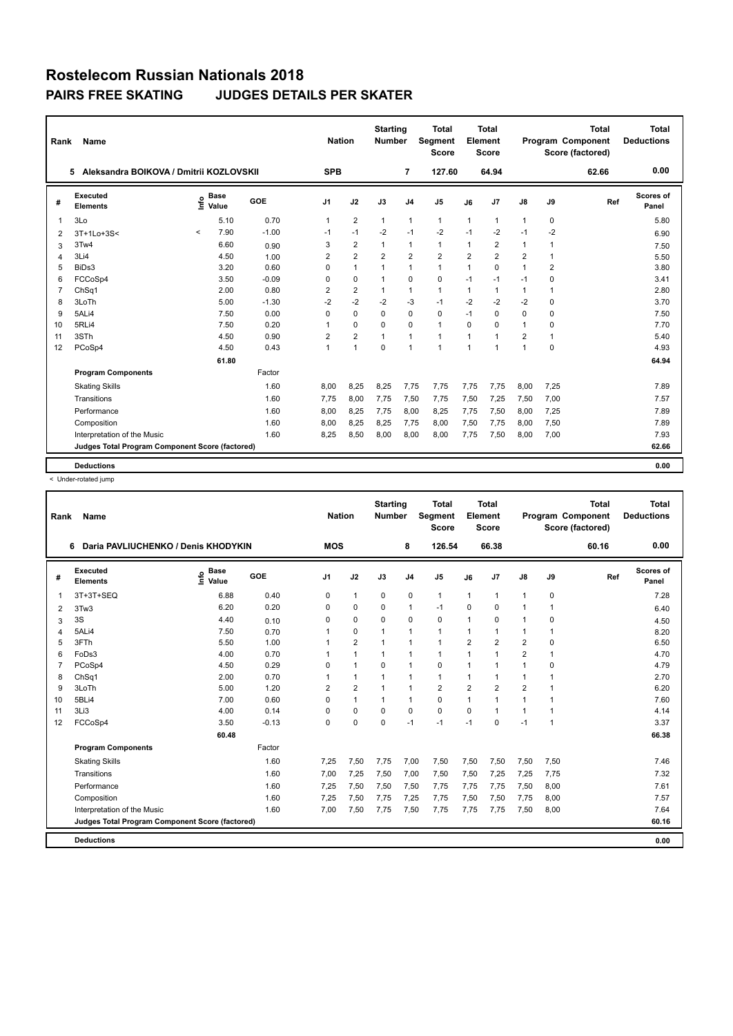# Rostelecom Russian Nationals 2018

## PAIRS FREE SKATING JUDGES DETAILS PER SKATER

| Rank | Name | Nation | Starting Number | Total Segment Score | Total Element Score | Total Program Component Score (factored) | Total Deductions |
|---|---|---|---|---|---|---|---|
| 5 | Aleksandra BOIKOVA / Dmitrii KOZLOVSKII | SPB | 7 | 127.60 | 64.94 | 62.66 | 0.00 |

| # | Executed Elements | Info | Base Value | GOE | J1 | J2 | J3 | J4 | J5 | J6 | J7 | J8 | J9 | Ref | Scores of Panel |
|---|---|---|---|---|---|---|---|---|---|---|---|---|---|---|---|
| 1 | 3Lo | | 5.10 | 0.70 | 1 | 2 | 1 | 1 | 1 | 1 | 1 | 1 | 0 | | 5.80 |
| 2 | 3T+1Lo+3S< | < | 7.90 | -1.00 | -1 | -1 | -2 | -1 | -2 | -1 | -2 | -1 | -2 | | 6.90 |
| 3 | 3Tw4 | | 6.60 | 0.90 | 3 | 2 | 1 | 1 | 1 | 1 | 2 | 1 | 1 | | 7.50 |
| 4 | 3Li4 | | 4.50 | 1.00 | 2 | 2 | 2 | 2 | 2 | 2 | 2 | 2 | 1 | | 5.50 |
| 5 | BiDs3 | | 3.20 | 0.60 | 0 | 1 | 1 | 1 | 1 | 1 | 0 | 1 | 2 | | 3.80 |
| 6 | FCCoSp4 | | 3.50 | -0.09 | 0 | 0 | 1 | 0 | 0 | -1 | -1 | -1 | 0 | | 3.41 |
| 7 | ChSq1 | | 2.00 | 0.80 | 2 | 2 | 1 | 1 | 1 | 1 | 1 | 1 | 1 | | 2.80 |
| 8 | 3LoTh | | 5.00 | -1.30 | -2 | -2 | -2 | -3 | -1 | -2 | -2 | -2 | 0 | | 3.70 |
| 9 | 5ALi4 | | 7.50 | 0.00 | 0 | 0 | 0 | 0 | 0 | -1 | 0 | 0 | 0 | | 7.50 |
| 10 | 5RLi4 | | 7.50 | 0.20 | 1 | 0 | 0 | 0 | 1 | 0 | 0 | 1 | 0 | | 7.70 |
| 11 | 3STh | | 4.50 | 0.90 | 2 | 2 | 1 | 1 | 1 | 1 | 1 | 2 | 1 | | 5.40 |
| 12 | PCoSp4 | | 4.50 | 0.43 | 1 | 1 | 0 | 1 | 1 | 1 | 1 | 1 | 0 | | 4.93 |
| | | | 61.80 | | | | | | | | | | | | 64.94 |
| | **Program Components** | | | Factor | | | | | | | | | | | |
| | Skating Skills | | | 1.60 | 8,00 | 8,25 | 8,25 | 7,75 | 7,75 | 7,75 | 7,75 | 8,00 | 7,25 | | 7.89 |
| | Transitions | | | 1.60 | 7,75 | 8,00 | 7,75 | 7,50 | 7,75 | 7,50 | 7,25 | 7,50 | 7,00 | | 7.57 |
| | Performance | | | 1.60 | 8,00 | 8,25 | 7,75 | 8,00 | 8,25 | 7,75 | 7,50 | 8,00 | 7,25 | | 7.89 |
| | Composition | | | 1.60 | 8,00 | 8,25 | 8,25 | 7,75 | 8,00 | 7,50 | 7,75 | 8,00 | 7,50 | | 7.89 |
| | Interpretation of the Music | | | 1.60 | 8,25 | 8,50 | 8,00 | 8,00 | 8,00 | 7,75 | 7,50 | 8,00 | 7,00 | | 7.93 |
| | Judges Total Program Component Score (factored) | | | | | | | | | | | | | | 62.66 |
| | **Deductions** | | | | | | | | | | | | | | 0.00 |

< Under-rotated jump

| Rank | Name | Nation | Starting Number | Total Segment Score | Total Element Score | Total Program Component Score (factored) | Total Deductions |
|---|---|---|---|---|---|---|---|
| 6 | Daria PAVLIUCHENKO / Denis KHODYKIN | MOS | 8 | 126.54 | 66.38 | 60.16 | 0.00 |

| # | Executed Elements | Info | Base Value | GOE | J1 | J2 | J3 | J4 | J5 | J6 | J7 | J8 | J9 | Ref | Scores of Panel |
|---|---|---|---|---|---|---|---|---|---|---|---|---|---|---|---|
| 1 | 3T+3T+SEQ | | 6.88 | 0.40 | 0 | 1 | 0 | 0 | 1 | 1 | 1 | 1 | 0 | | 7.28 |
| 2 | 3Tw3 | | 6.20 | 0.20 | 0 | 0 | 0 | 1 | -1 | 0 | 0 | 1 | 1 | | 6.40 |
| 3 | 3S | | 4.40 | 0.10 | 0 | 0 | 0 | 0 | 0 | 1 | 0 | 1 | 0 | | 4.50 |
| 4 | 5ALi4 | | 7.50 | 0.70 | 1 | 0 | 1 | 1 | 1 | 1 | 1 | 1 | 1 | | 8.20 |
| 5 | 3FTh | | 5.50 | 1.00 | 1 | 2 | 1 | 1 | 1 | 2 | 2 | 2 | 0 | | 6.50 |
| 6 | FoDs3 | | 4.00 | 0.70 | 1 | 1 | 1 | 1 | 1 | 1 | 1 | 2 | 1 | | 4.70 |
| 7 | PCoSp4 | | 4.50 | 0.29 | 0 | 1 | 0 | 1 | 0 | 1 | 1 | 1 | 0 | | 4.79 |
| 8 | ChSq1 | | 2.00 | 0.70 | 1 | 1 | 1 | 1 | 1 | 1 | 1 | 1 | 1 | | 2.70 |
| 9 | 3LoTh | | 5.00 | 1.20 | 2 | 2 | 1 | 1 | 2 | 2 | 2 | 2 | 1 | | 6.20 |
| 10 | 5BLi4 | | 7.00 | 0.60 | 0 | 1 | 1 | 1 | 0 | 1 | 1 | 1 | 1 | | 7.60 |
| 11 | 3Li3 | | 4.00 | 0.14 | 0 | 0 | 0 | 0 | 0 | 0 | 1 | 1 | 1 | | 4.14 |
| 12 | FCCoSp4 | | 3.50 | -0.13 | 0 | 0 | 0 | -1 | -1 | -1 | 0 | -1 | 1 | | 3.37 |
| | | | 60.48 | | | | | | | | | | | | 66.38 |
| | **Program Components** | | | Factor | | | | | | | | | | | |
| | Skating Skills | | | 1.60 | 7,25 | 7,50 | 7,75 | 7,00 | 7,50 | 7,50 | 7,50 | 7,50 | 7,50 | | 7.46 |
| | Transitions | | | 1.60 | 7,00 | 7,25 | 7,50 | 7,00 | 7,50 | 7,50 | 7,25 | 7,25 | 7,75 | | 7.32 |
| | Performance | | | 1.60 | 7,25 | 7,50 | 7,50 | 7,50 | 7,75 | 7,75 | 7,75 | 7,50 | 8,00 | | 7.61 |
| | Composition | | | 1.60 | 7,25 | 7,50 | 7,75 | 7,25 | 7,75 | 7,50 | 7,50 | 7,75 | 8,00 | | 7.57 |
| | Interpretation of the Music | | | 1.60 | 7,00 | 7,50 | 7,75 | 7,50 | 7,75 | 7,75 | 7,75 | 7,50 | 8,00 | | 7.64 |
| | Judges Total Program Component Score (factored) | | | | | | | | | | | | | | 60.16 |
| | **Deductions** | | | | | | | | | | | | | | 0.00 |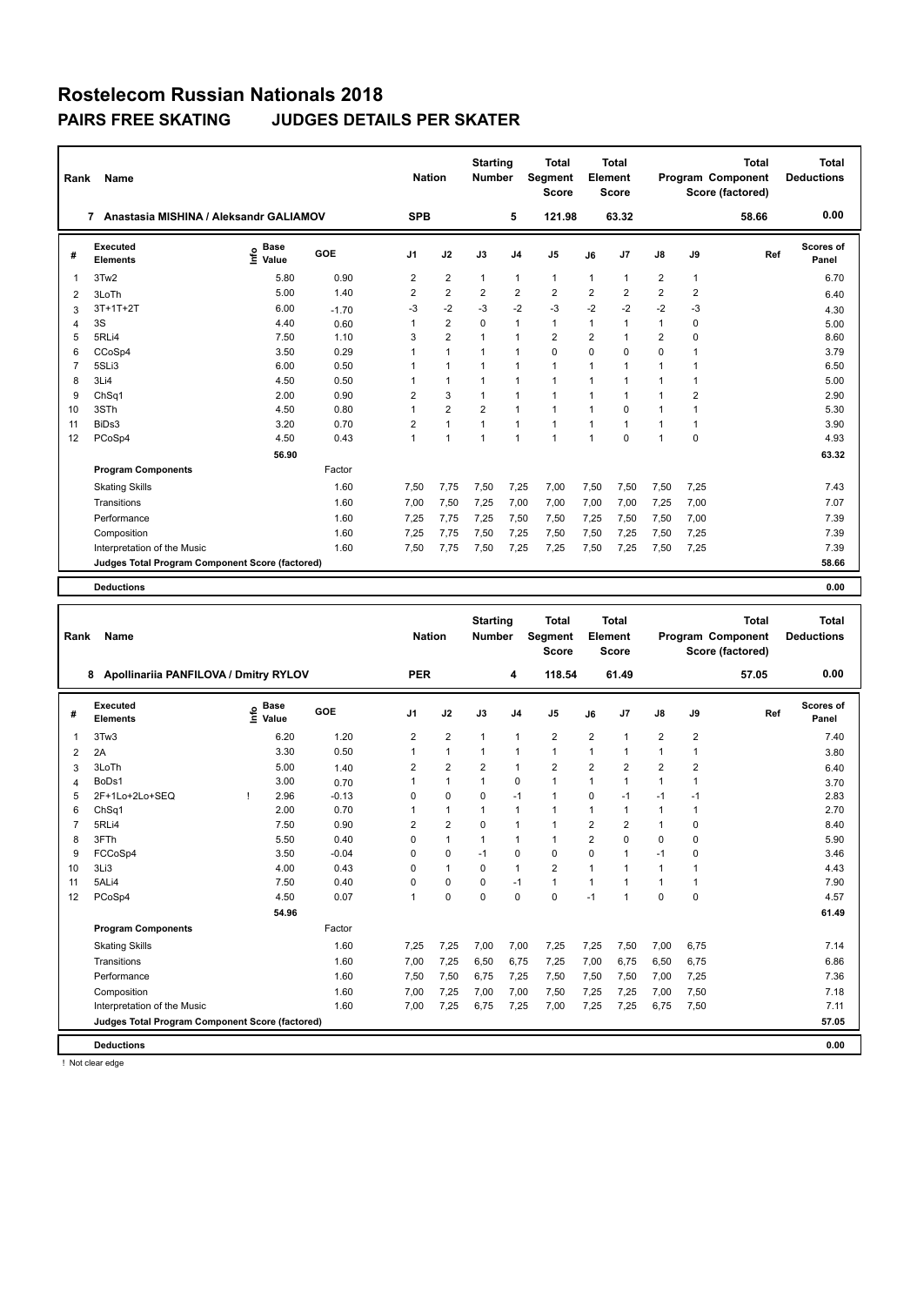# Rostelecom Russian Nationals 2018

## PAIRS FREE SKATING JUDGES DETAILS PER SKATER

| Rank | Name | Nation | Starting Number | Total Segment Score | Total Element Score | Total Program Component Score (factored) | Total Deductions |
|---|---|---|---|---|---|---|---|
| 7 | Anastasia MISHINA / Aleksandr GALIAMOV | SPB | 5 | 121.98 | 63.32 | 58.66 | 0.00 |

| # | Executed Elements | Info | Base Value | GOE | J1 | J2 | J3 | J4 | J5 | J6 | J7 | J8 | J9 | Ref | Scores of Panel |
|---|---|---|---|---|---|---|---|---|---|---|---|---|---|---|---|
| 1 | 3Tw2 | | 5.80 | 0.90 | 2 | 2 | 1 | 1 | 1 | 1 | 1 | 2 | 1 | | 6.70 |
| 2 | 3LoTh | | 5.00 | 1.40 | 2 | 2 | 2 | 2 | 2 | 2 | 2 | 2 | 2 | | 6.40 |
| 3 | 3T+1T+2T | | 6.00 | -1.70 | -3 | -2 | -3 | -2 | -3 | -2 | -2 | -2 | -3 | | 4.30 |
| 4 | 3S | | 4.40 | 0.60 | 1 | 2 | 0 | 1 | 1 | 1 | 1 | 1 | 0 | | 5.00 |
| 5 | 5RLi4 | | 7.50 | 1.10 | 3 | 2 | 1 | 1 | 2 | 2 | 1 | 2 | 0 | | 8.60 |
| 6 | CCoSp4 | | 3.50 | 0.29 | 1 | 1 | 1 | 1 | 0 | 0 | 0 | 0 | 1 | | 3.79 |
| 7 | 5SLi3 | | 6.00 | 0.50 | 1 | 1 | 1 | 1 | 1 | 1 | 1 | 1 | 1 | | 6.50 |
| 8 | 3Li4 | | 4.50 | 0.50 | 1 | 1 | 1 | 1 | 1 | 1 | 1 | 1 | 1 | | 5.00 |
| 9 | ChSq1 | | 2.00 | 0.90 | 2 | 3 | 1 | 1 | 1 | 1 | 1 | 1 | 2 | | 2.90 |
| 10 | 3STh | | 4.50 | 0.80 | 1 | 2 | 2 | 1 | 1 | 1 | 0 | 1 | 1 | | 5.30 |
| 11 | BiDs3 | | 3.20 | 0.70 | 2 | 1 | 1 | 1 | 1 | 1 | 1 | 1 | 1 | | 3.90 |
| 12 | PCoSp4 | | 4.50 | 0.43 | 1 | 1 | 1 | 1 | 1 | 1 | 0 | 1 | 0 | | 4.93 |
| | | | 56.90 | | | | | | | | | | | | 63.32 |
| | **Program Components** | | | Factor | | | | | | | | | | | |
| | Skating Skills | | | 1.60 | 7,50 | 7,75 | 7,50 | 7,25 | 7,00 | 7,50 | 7,50 | 7,50 | 7,25 | | 7.43 |
| | Transitions | | | 1.60 | 7,00 | 7,50 | 7,25 | 7,00 | 7,00 | 7,00 | 7,00 | 7,25 | 7,00 | | 7.07 |
| | Performance | | | 1.60 | 7,25 | 7,75 | 7,25 | 7,50 | 7,50 | 7,25 | 7,50 | 7,50 | 7,00 | | 7.39 |
| | Composition | | | 1.60 | 7,25 | 7,75 | 7,50 | 7,25 | 7,50 | 7,50 | 7,25 | 7,50 | 7,25 | | 7.39 |
| | Interpretation of the Music | | | 1.60 | 7,50 | 7,75 | 7,50 | 7,25 | 7,25 | 7,50 | 7,25 | 7,50 | 7,25 | | 7.39 |
| | **Judges Total Program Component Score (factored)** | | | | | | | | | | | | | | 58.66 |
| | **Deductions** | | | | | | | | | | | | | | 0.00 |

| Rank | Name | Nation | Starting Number | Total Segment Score | Total Element Score | Total Program Component Score (factored) | Total Deductions |
|---|---|---|---|---|---|---|---|
| 8 | Apollinariia PANFILOVA / Dmitry RYLOV | PER | 4 | 118.54 | 61.49 | 57.05 | 0.00 |

| # | Executed Elements | Info | Base Value | GOE | J1 | J2 | J3 | J4 | J5 | J6 | J7 | J8 | J9 | Ref | Scores of Panel |
|---|---|---|---|---|---|---|---|---|---|---|---|---|---|---|---|
| 1 | 3Tw3 | | 6.20 | 1.20 | 2 | 2 | 1 | 1 | 2 | 2 | 1 | 2 | 2 | | 7.40 |
| 2 | 2A | | 3.30 | 0.50 | 1 | 1 | 1 | 1 | 1 | 1 | 1 | 1 | 1 | | 3.80 |
| 3 | 3LoTh | | 5.00 | 1.40 | 2 | 2 | 2 | 1 | 2 | 2 | 2 | 2 | 2 | | 6.40 |
| 4 | BoDs1 | | 3.00 | 0.70 | 1 | 1 | 1 | 0 | 1 | 1 | 1 | 1 | 1 | | 3.70 |
| 5 | 2F+1Lo+2Lo+SEQ | ! | 2.96 | -0.13 | 0 | 0 | 0 | -1 | 1 | 0 | -1 | -1 | -1 | | 2.83 |
| 6 | ChSq1 | | 2.00 | 0.70 | 1 | 1 | 1 | 1 | 1 | 1 | 1 | 1 | 1 | | 2.70 |
| 7 | 5RLi4 | | 7.50 | 0.90 | 2 | 2 | 0 | 1 | 1 | 2 | 2 | 1 | 0 | | 8.40 |
| 8 | 3FTh | | 5.50 | 0.40 | 0 | 1 | 1 | 1 | 1 | 2 | 0 | 0 | 0 | | 5.90 |
| 9 | FCCoSp4 | | 3.50 | -0.04 | 0 | 0 | -1 | 0 | 0 | 0 | 1 | -1 | 0 | | 3.46 |
| 10 | 3Li3 | | 4.00 | 0.43 | 0 | 1 | 0 | 1 | 2 | 1 | 1 | 1 | 1 | | 4.43 |
| 11 | 5ALi4 | | 7.50 | 0.40 | 0 | 0 | 0 | -1 | 1 | 1 | 1 | 1 | 1 | | 7.90 |
| 12 | PCoSp4 | | 4.50 | 0.07 | 1 | 0 | 0 | 0 | 0 | -1 | 1 | 0 | 0 | | 4.57 |
| | | | 54.96 | | | | | | | | | | | | 61.49 |
| | **Program Components** | | | Factor | | | | | | | | | | | |
| | Skating Skills | | | 1.60 | 7,25 | 7,25 | 7,00 | 7,00 | 7,25 | 7,25 | 7,50 | 7,00 | 6,75 | | 7.14 |
| | Transitions | | | 1.60 | 7,00 | 7,25 | 6,50 | 6,75 | 7,25 | 7,00 | 6,75 | 6,50 | 6,75 | | 6.86 |
| | Performance | | | 1.60 | 7,50 | 7,50 | 6,75 | 7,25 | 7,50 | 7,50 | 7,50 | 7,00 | 7,25 | | 7.36 |
| | Composition | | | 1.60 | 7,00 | 7,25 | 7,00 | 7,00 | 7,50 | 7,25 | 7,25 | 7,00 | 7,50 | | 7.18 |
| | Interpretation of the Music | | | 1.60 | 7,00 | 7,25 | 6,75 | 7,25 | 7,00 | 7,25 | 7,25 | 6,75 | 7,50 | | 7.11 |
| | **Judges Total Program Component Score (factored)** | | | | | | | | | | | | | | 57.05 |
| | **Deductions** | | | | | | | | | | | | | | 0.00 |

! Not clear edge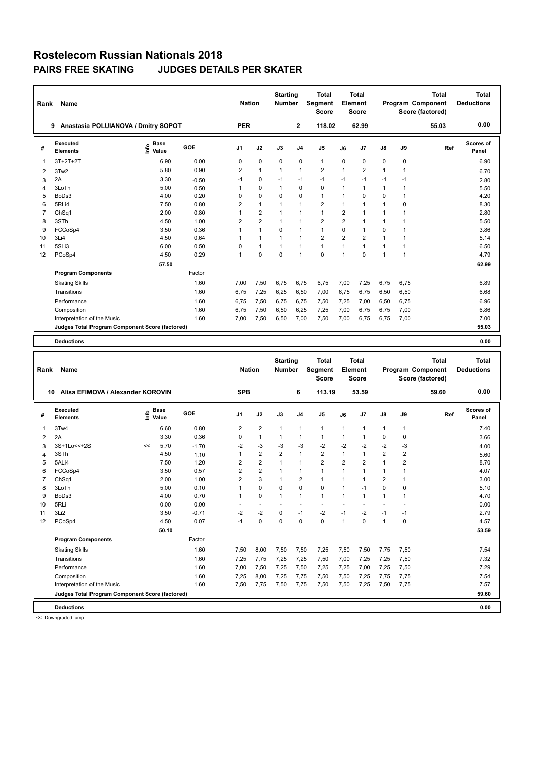# Rostelecom Russian Nationals 2018

## PAIRS FREE SKATING JUDGES DETAILS PER SKATER

| Rank | Name | Nation | Starting Number | Total Segment Score | Total Element Score | Total Program Component Score (factored) | Total Deductions |
|---|---|---|---|---|---|---|---|
| 9 | Anastasia POLUIANOVA / Dmitry SOPOT | PER | 2 | 118.02 | 62.99 | 55.03 | 0.00 |

| # | Executed Elements | Info | Base Value | GOE | J1 | J2 | J3 | J4 | J5 | J6 | J7 | J8 | J9 | Ref | Scores of Panel |
|---|---|---|---|---|---|---|---|---|---|---|---|---|---|---|---|
| 1 | 3T+2T+2T | | 6.90 | 0.00 | 0 | 0 | 0 | 0 | 1 | 0 | 0 | 0 | 0 | | 6.90 |
| 2 | 3Tw2 | | 5.80 | 0.90 | 2 | 1 | 1 | 1 | 2 | 1 | 2 | 1 | 1 | | 6.70 |
| 3 | 2A | | 3.30 | -0.50 | -1 | 0 | -1 | -1 | -1 | -1 | -1 | -1 | -1 | | 2.80 |
| 4 | 3LoTh | | 5.00 | 0.50 | 1 | 0 | 1 | 0 | 0 | 1 | 1 | 1 | 1 | | 5.50 |
| 5 | BoDs3 | | 4.00 | 0.20 | 0 | 0 | 0 | 0 | 1 | 1 | 0 | 0 | 1 | | 4.20 |
| 6 | 5RLi4 | | 7.50 | 0.80 | 2 | 1 | 1 | 1 | 2 | 1 | 1 | 1 | 0 | | 8.30 |
| 7 | ChSq1 | | 2.00 | 0.80 | 1 | 2 | 1 | 1 | 1 | 2 | 1 | 1 | 1 | | 2.80 |
| 8 | 3STh | | 4.50 | 1.00 | 2 | 2 | 1 | 1 | 2 | 2 | 1 | 1 | 1 | | 5.50 |
| 9 | FCCoSp4 | | 3.50 | 0.36 | 1 | 1 | 0 | 1 | 1 | 0 | 1 | 0 | 1 | | 3.86 |
| 10 | 3Li4 | | 4.50 | 0.64 | 1 | 1 | 1 | 1 | 2 | 2 | 2 | 1 | 1 | | 5.14 |
| 11 | 5SLi3 | | 6.00 | 0.50 | 0 | 1 | 1 | 1 | 1 | 1 | 1 | 1 | 1 | | 6.50 |
| 12 | PCoSp4 | | 4.50 | 0.29 | 1 | 0 | 0 | 1 | 0 | 1 | 0 | 1 | 1 | | 4.79 |
| | | | 57.50 | | | | | | | | | | | | 62.99 |

| Program Components | Factor | J1 | J2 | J3 | J4 | J5 | J6 | J7 | J8 | J9 | Scores of Panel |
|---|---|---|---|---|---|---|---|---|---|---|---|
| Skating Skills | 1.60 | 7,00 | 7,50 | 6,75 | 6,75 | 6,75 | 7,00 | 7,25 | 6,75 | 6,75 | 6.89 |
| Transitions | 1.60 | 6,75 | 7,25 | 6,25 | 6,50 | 7,00 | 6,75 | 6,75 | 6,50 | 6,50 | 6.68 |
| Performance | 1.60 | 6,75 | 7,50 | 6,75 | 6,75 | 7,50 | 7,25 | 7,00 | 6,50 | 6,75 | 6.96 |
| Composition | 1.60 | 6,75 | 7,50 | 6,50 | 6,25 | 7,25 | 7,00 | 6,75 | 6,75 | 7,00 | 6.86 |
| Interpretation of the Music | 1.60 | 7,00 | 7,50 | 6,50 | 7,00 | 7,50 | 7,00 | 6,75 | 6,75 | 7,00 | 7.00 |
| Judges Total Program Component Score (factored) | | | | | | | | | | | 55.03 |

**Deductions** 0.00

| Rank | Name | Nation | Starting Number | Total Segment Score | Total Element Score | Total Program Component Score (factored) | Total Deductions |
|---|---|---|---|---|---|---|---|
| 10 | Alisa EFIMOVA / Alexander KOROVIN | SPB | 6 | 113.19 | 53.59 | 59.60 | 0.00 |

| # | Executed Elements | Info | Base Value | GOE | J1 | J2 | J3 | J4 | J5 | J6 | J7 | J8 | J9 | Ref | Scores of Panel |
|---|---|---|---|---|---|---|---|---|---|---|---|---|---|---|---|
| 1 | 3Tw4 | | 6.60 | 0.80 | 2 | 2 | 1 | 1 | 1 | 1 | 1 | 1 | 1 | | 7.40 |
| 2 | 2A | | 3.30 | 0.36 | 0 | 1 | 1 | 1 | 1 | 1 | 1 | 0 | 0 | | 3.66 |
| 3 | 3S+1Lo<<+2S | << | 5.70 | -1.70 | -2 | -3 | -3 | -3 | -2 | -2 | -2 | -2 | -3 | | 4.00 |
| 4 | 3STh | | 4.50 | 1.10 | 1 | 2 | 2 | 1 | 2 | 1 | 1 | 2 | 2 | | 5.60 |
| 5 | 5ALi4 | | 7.50 | 1.20 | 2 | 2 | 1 | 1 | 2 | 2 | 2 | 1 | 2 | | 8.70 |
| 6 | FCCoSp4 | | 3.50 | 0.57 | 2 | 2 | 1 | 1 | 1 | 1 | 1 | 1 | 1 | | 4.07 |
| 7 | ChSq1 | | 2.00 | 1.00 | 2 | 3 | 1 | 2 | 1 | 1 | 1 | 2 | 1 | | 3.00 |
| 8 | 3LoTh | | 5.00 | 0.10 | 1 | 0 | 0 | 0 | 0 | 1 | -1 | 0 | 0 | | 5.10 |
| 9 | BoDs3 | | 4.00 | 0.70 | 1 | 0 | 1 | 1 | 1 | 1 | 1 | 1 | 1 | | 4.70 |
| 10 | 5RLi | | 0.00 | 0.00 | - | - | - | - | - | - | - | - | - | | 0.00 |
| 11 | 3Li2 | | 3.50 | -0.71 | -2 | -2 | 0 | -1 | -2 | -1 | -2 | -1 | -1 | | 2.79 |
| 12 | PCoSp4 | | 4.50 | 0.07 | -1 | 0 | 0 | 0 | 0 | 1 | 0 | 1 | 0 | | 4.57 |
| | | | 50.10 | | | | | | | | | | | | 53.59 |

| Program Components | Factor | J1 | J2 | J3 | J4 | J5 | J6 | J7 | J8 | J9 | Scores of Panel |
|---|---|---|---|---|---|---|---|---|---|---|---|
| Skating Skills | 1.60 | 7,50 | 8,00 | 7,50 | 7,50 | 7,25 | 7,50 | 7,50 | 7,75 | 7,50 | 7.54 |
| Transitions | 1.60 | 7,25 | 7,75 | 7,25 | 7,25 | 7,50 | 7,00 | 7,25 | 7,25 | 7,50 | 7.32 |
| Performance | 1.60 | 7,00 | 7,50 | 7,25 | 7,50 | 7,25 | 7,25 | 7,00 | 7,25 | 7,50 | 7.29 |
| Composition | 1.60 | 7,25 | 8,00 | 7,25 | 7,75 | 7,50 | 7,50 | 7,25 | 7,75 | 7,75 | 7.54 |
| Interpretation of the Music | 1.60 | 7,50 | 7,75 | 7,50 | 7,75 | 7,50 | 7,50 | 7,25 | 7,50 | 7,75 | 7.57 |
| Judges Total Program Component Score (factored) | | | | | | | | | | | 59.60 |

**Deductions** 0.00

<< Downgraded jump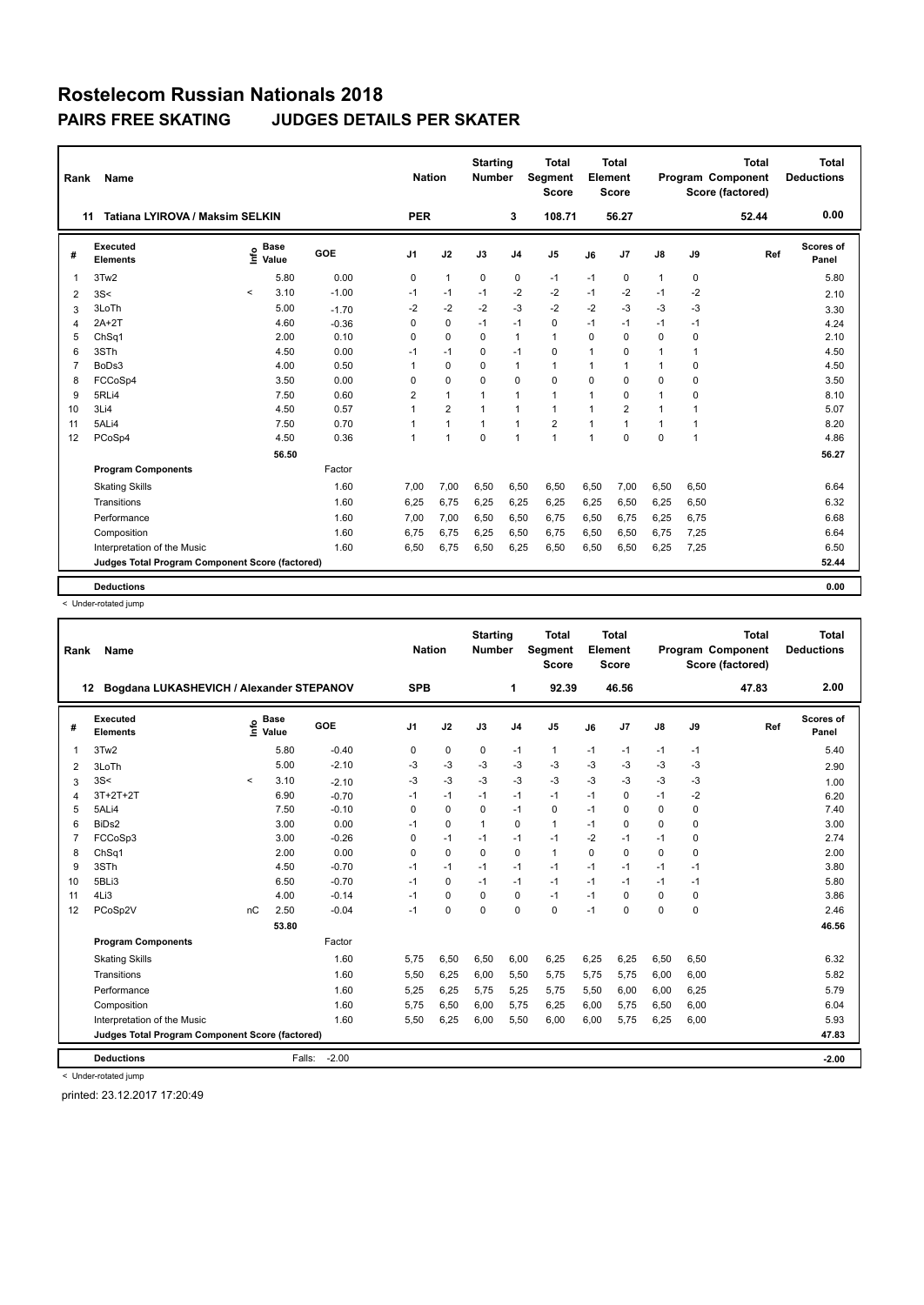# Rostelecom Russian Nationals 2018

## PAIRS FREE SKATING JUDGES DETAILS PER SKATER

| Rank | Name | Nation | Starting Number | Total Segment Score | Total Element Score | Total Program Component Score (factored) | Total Deductions |
|---|---|---|---|---|---|---|---|
| 11 | Tatiana LYIROVA / Maksim SELKIN | PER | 3 | 108.71 | 56.27 | 52.44 | 0.00 |

| # | Executed Elements | Info | Base Value | GOE | J1 | J2 | J3 | J4 | J5 | J6 | J7 | J8 | J9 | Ref | Scores of Panel |
|---|---|---|---|---|---|---|---|---|---|---|---|---|---|---|---|
| 1 | 3Tw2 | | 5.80 | 0.00 | 0 | 1 | 0 | 0 | -1 | -1 | 0 | 1 | 0 | | 5.80 |
| 2 | 3S< | < | 3.10 | -1.00 | -1 | -1 | -1 | -2 | -2 | -1 | -2 | -1 | -2 | | 2.10 |
| 3 | 3LoTh | | 5.00 | -1.70 | -2 | -2 | -2 | -3 | -2 | -2 | -3 | -3 | -3 | | 3.30 |
| 4 | 2A+2T | | 4.60 | -0.36 | 0 | 0 | -1 | -1 | 0 | -1 | -1 | -1 | -1 | | 4.24 |
| 5 | ChSq1 | | 2.00 | 0.10 | 0 | 0 | 0 | 1 | 1 | 0 | 0 | 0 | 0 | | 2.10 |
| 6 | 3STh | | 4.50 | 0.00 | -1 | -1 | 0 | -1 | 0 | 1 | 0 | 1 | 1 | | 4.50 |
| 7 | BoDs3 | | 4.00 | 0.50 | 1 | 0 | 0 | 1 | 1 | 1 | 1 | 1 | 0 | | 4.50 |
| 8 | FCCoSp4 | | 3.50 | 0.00 | 0 | 0 | 0 | 0 | 0 | 0 | 0 | 0 | 0 | | 3.50 |
| 9 | 5RLi4 | | 7.50 | 0.60 | 2 | 1 | 1 | 1 | 1 | 1 | 0 | 1 | 0 | | 8.10 |
| 10 | 3Li4 | | 4.50 | 0.57 | 1 | 2 | 1 | 1 | 1 | 1 | 2 | 1 | 1 | | 5.07 |
| 11 | 5ALi4 | | 7.50 | 0.70 | 1 | 1 | 1 | 1 | 2 | 1 | 1 | 1 | 1 | | 8.20 |
| 12 | PCoSp4 | | 4.50 | 0.36 | 1 | 1 | 0 | 1 | 1 | 1 | 0 | 0 | 1 | | 4.86 |
| | | | 56.50 | | | | | | | | | | | | 56.27 |
| | **Program Components** | | | Factor | | | | | | | | | | | |
| | Skating Skills | | | 1.60 | 7,00 | 7,00 | 6,50 | 6,50 | 6,50 | 6,50 | 7,00 | 6,50 | 6,50 | | 6.64 |
| | Transitions | | | 1.60 | 6,25 | 6,75 | 6,25 | 6,25 | 6,25 | 6,25 | 6,50 | 6,25 | 6,50 | | 6.32 |
| | Performance | | | 1.60 | 7,00 | 7,00 | 6,50 | 6,50 | 6,75 | 6,50 | 6,75 | 6,25 | 6,75 | | 6.68 |
| | Composition | | | 1.60 | 6,75 | 6,75 | 6,25 | 6,50 | 6,75 | 6,50 | 6,50 | 6,75 | 7,25 | | 6.64 |
| | Interpretation of the Music | | | 1.60 | 6,50 | 6,75 | 6,50 | 6,25 | 6,50 | 6,50 | 6,50 | 6,25 | 7,25 | | 6.50 |
| | **Judges Total Program Component Score (factored)** | | | | | | | | | | | | | | 52.44 |
| | **Deductions** | | | | | | | | | | | | | | 0.00 |

< Under-rotated jump

| Rank | Name | Nation | Starting Number | Total Segment Score | Total Element Score | Total Program Component Score (factored) | Total Deductions |
|---|---|---|---|---|---|---|---|
| 12 | Bogdana LUKASHEVICH / Alexander STEPANOV | SPB | 1 | 92.39 | 46.56 | 47.83 | 2.00 |

| # | Executed Elements | Info | Base Value | GOE | J1 | J2 | J3 | J4 | J5 | J6 | J7 | J8 | J9 | Ref | Scores of Panel |
|---|---|---|---|---|---|---|---|---|---|---|---|---|---|---|---|
| 1 | 3Tw2 | | 5.80 | -0.40 | 0 | 0 | 0 | -1 | 1 | -1 | -1 | -1 | -1 | | 5.40 |
| 2 | 3LoTh | | 5.00 | -2.10 | -3 | -3 | -3 | -3 | -3 | -3 | -3 | -3 | -3 | | 2.90 |
| 3 | 3S< | < | 3.10 | -2.10 | -3 | -3 | -3 | -3 | -3 | -3 | -3 | -3 | -3 | | 1.00 |
| 4 | 3T+2T+2T | | 6.90 | -0.70 | -1 | -1 | -1 | -1 | -1 | -1 | 0 | -1 | -2 | | 6.20 |
| 5 | 5ALi4 | | 7.50 | -0.10 | 0 | 0 | 0 | -1 | 0 | -1 | 0 | 0 | 0 | | 7.40 |
| 6 | BiDs2 | | 3.00 | 0.00 | -1 | 0 | 1 | 0 | 1 | -1 | 0 | 0 | 0 | | 3.00 |
| 7 | FCCoSp3 | | 3.00 | -0.26 | 0 | -1 | -1 | -1 | -1 | -2 | -1 | -1 | 0 | | 2.74 |
| 8 | ChSq1 | | 2.00 | 0.00 | 0 | 0 | 0 | 0 | 1 | 0 | 0 | 0 | 0 | | 2.00 |
| 9 | 3STh | | 4.50 | -0.70 | -1 | -1 | -1 | -1 | -1 | -1 | -1 | -1 | -1 | | 3.80 |
| 10 | 5BLi3 | | 6.50 | -0.70 | -1 | 0 | -1 | -1 | -1 | -1 | -1 | -1 | -1 | | 5.80 |
| 11 | 4Li3 | | 4.00 | -0.14 | -1 | 0 | 0 | 0 | -1 | -1 | 0 | 0 | 0 | | 3.86 |
| 12 | PCoSp2V | nC | 2.50 | -0.04 | -1 | 0 | 0 | 0 | 0 | -1 | 0 | 0 | 0 | | 2.46 |
| | | | 53.80 | | | | | | | | | | | | 46.56 |
| | **Program Components** | | | Factor | | | | | | | | | | | |
| | Skating Skills | | | 1.60 | 5,75 | 6,50 | 6,50 | 6,00 | 6,25 | 6,25 | 6,25 | 6,50 | 6,50 | | 6.32 |
| | Transitions | | | 1.60 | 5,50 | 6,25 | 6,00 | 5,50 | 5,75 | 5,75 | 5,75 | 6,00 | 6,00 | | 5.82 |
| | Performance | | | 1.60 | 5,25 | 6,25 | 5,75 | 5,25 | 5,75 | 5,50 | 6,00 | 6,00 | 6,25 | | 5.79 |
| | Composition | | | 1.60 | 5,75 | 6,50 | 6,00 | 5,75 | 6,25 | 6,00 | 5,75 | 6,50 | 6,00 | | 6.04 |
| | Interpretation of the Music | | | 1.60 | 5,50 | 6,25 | 6,00 | 5,50 | 6,00 | 6,00 | 5,75 | 6,25 | 6,00 | | 5.93 |
| | **Judges Total Program Component Score (factored)** | | | | | | | | | | | | | | 47.83 |
| | **Deductions** | | | Falls: -2.00 | | | | | | | | | | | -2.00 |

< Under-rotated jump

printed: 23.12.2017 17:20:49